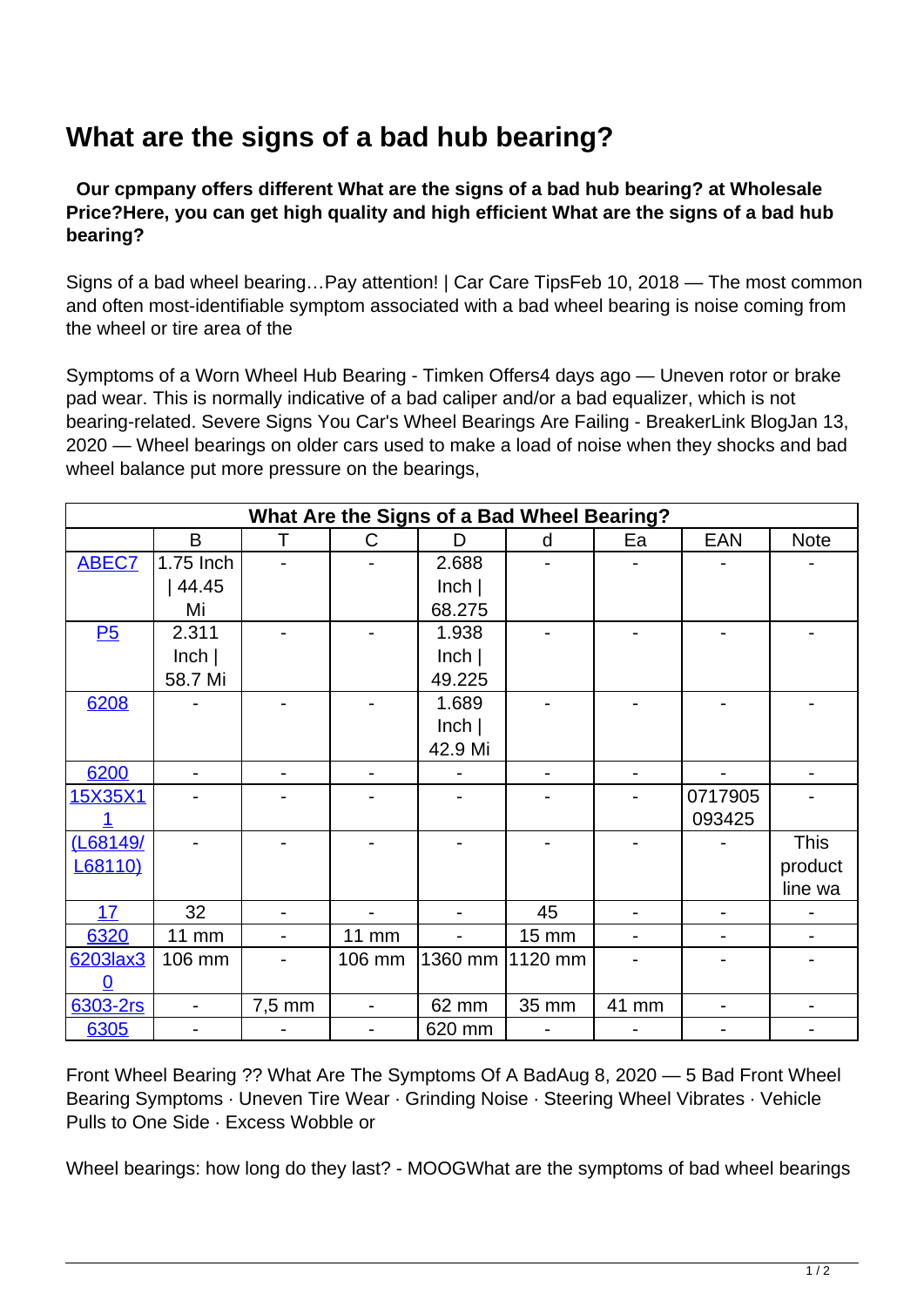# What are the signs of a bad hub bearing?

**Our cpmpany offers different What are the signs of a bad hub bearing? at Wholesale Price?Here, you can get high quality and high efficient What are the signs of a bad hub bearing?**

Signs of a bad wheel bearing…Pay attention! | Car Care TipsFeb 10, 2018 — The most common and often most-identifiable symptom associated with a bad wheel bearing is noise coming from the wheel or tire area of the

Symptoms of a Worn Wheel Hub Bearing - Timken Offers4 days ago — Uneven rotor or brake pad wear. This is normally indicative of a bad caliper and/or a bad equalizer, which is not bearing-related. Severe Signs You Car's Wheel Bearings Are Failing - BreakerLink BlogJan 13, 2020 — Wheel bearings on older cars used to make a load of noise when they shocks and bad wheel balance put more pressure on the bearings,

| What Are the Signs of a Bad Wheel Bearing? | | | | | | | | |
|---|---|---|---|---|---|---|---|---|
| | B | T | C | D | d | Ea | EAN | Note |
| ABEC7 | 1.75 Inch \| 44.45 Mi | - | - | 2.688 Inch \| 68.275 | - | - | - | - |
| P5 | 2.311 Inch \| 58.7 Mi | - | - | 1.938 Inch \| 49.225 | - | - | - | - |
| 6208 | - | - | - | 1.689 Inch \| 42.9 Mi | - | - | - | - |
| 6200 | - | - | - | - | - | - | - | - |
| 15X35X11 | - | - | - | - | - | - | 0717905093425 | - |
| (L68149/L68110) | - | - | - | - | - | - | - | This product line wa |
| 17 | 32 | - | - | - | 45 | - | - | - |
| 6320 | 11 mm | - | 11 mm | - | 15 mm | - | - | - |
| 6203lax30 | 106 mm | - | 106 mm | 1360 mm | 1120 mm | - | - | - |
| 6303-2rs | - | 7,5 mm | - | 62 mm | 35 mm | 41 mm | - | - |
| 6305 | - | - | - | 620 mm | - | - | - | - |

Front Wheel Bearing ?? What Are The Symptoms Of A BadAug 8, 2020 — 5 Bad Front Wheel Bearing Symptoms · Uneven Tire Wear · Grinding Noise · Steering Wheel Vibrates · Vehicle Pulls to One Side · Excess Wobble or

Wheel bearings: how long do they last? - MOOGWhat are the symptoms of bad wheel bearings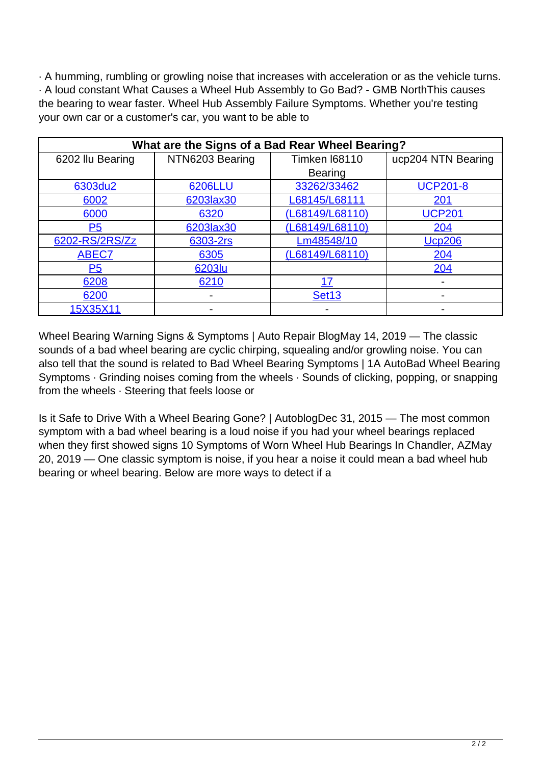· A humming, rumbling or growling noise that increases with acceleration or as the vehicle turns. · A loud constant What Causes a Wheel Hub Assembly to Go Bad? - GMB NorthThis causes the bearing to wear faster. Wheel Hub Assembly Failure Symptoms. Whether you're testing your own car or a customer's car, you want to be able to

| What are the Signs of a Bad Rear Wheel Bearing? | | | |
|---|---|---|---|
| 6202 llu Bearing | NTN6203 Bearing | Timken l68110 Bearing | ucp204 NTN Bearing |
| 6303du2 | 6206LLU | 33262/33462 | UCP201-8 |
| 6002 | 6203lax30 | L68145/L68111 | 201 |
| 6000 | 6320 | (L68149/L68110) | UCP201 |
| P5 | 6203lax30 | (L68149/L68110) | 204 |
| 6202-RS/2RS/Zz | 6303-2rs | Lm48548/10 | Ucp206 |
| ABEC7 | 6305 | (L68149/L68110) | 204 |
| P5 | 6203lu | | 204 |
| 6208 | 6210 | 17 | - |
| 6200 | - | Set13 | - |
| 15X35X11 | - | - | - |

Wheel Bearing Warning Signs & Symptoms | Auto Repair BlogMay 14, 2019 — The classic sounds of a bad wheel bearing are cyclic chirping, squealing and/or growling noise. You can also tell that the sound is related to Bad Wheel Bearing Symptoms | 1A AutoBad Wheel Bearing Symptoms · Grinding noises coming from the wheels · Sounds of clicking, popping, or snapping from the wheels · Steering that feels loose or

Is it Safe to Drive With a Wheel Bearing Gone? | AutoblogDec 31, 2015 — The most common symptom with a bad wheel bearing is a loud noise if you had your wheel bearings replaced when they first showed signs 10 Symptoms of Worn Wheel Hub Bearings In Chandler, AZMay 20, 2019 — One classic symptom is noise, if you hear a noise it could mean a bad wheel hub bearing or wheel bearing. Below are more ways to detect if a